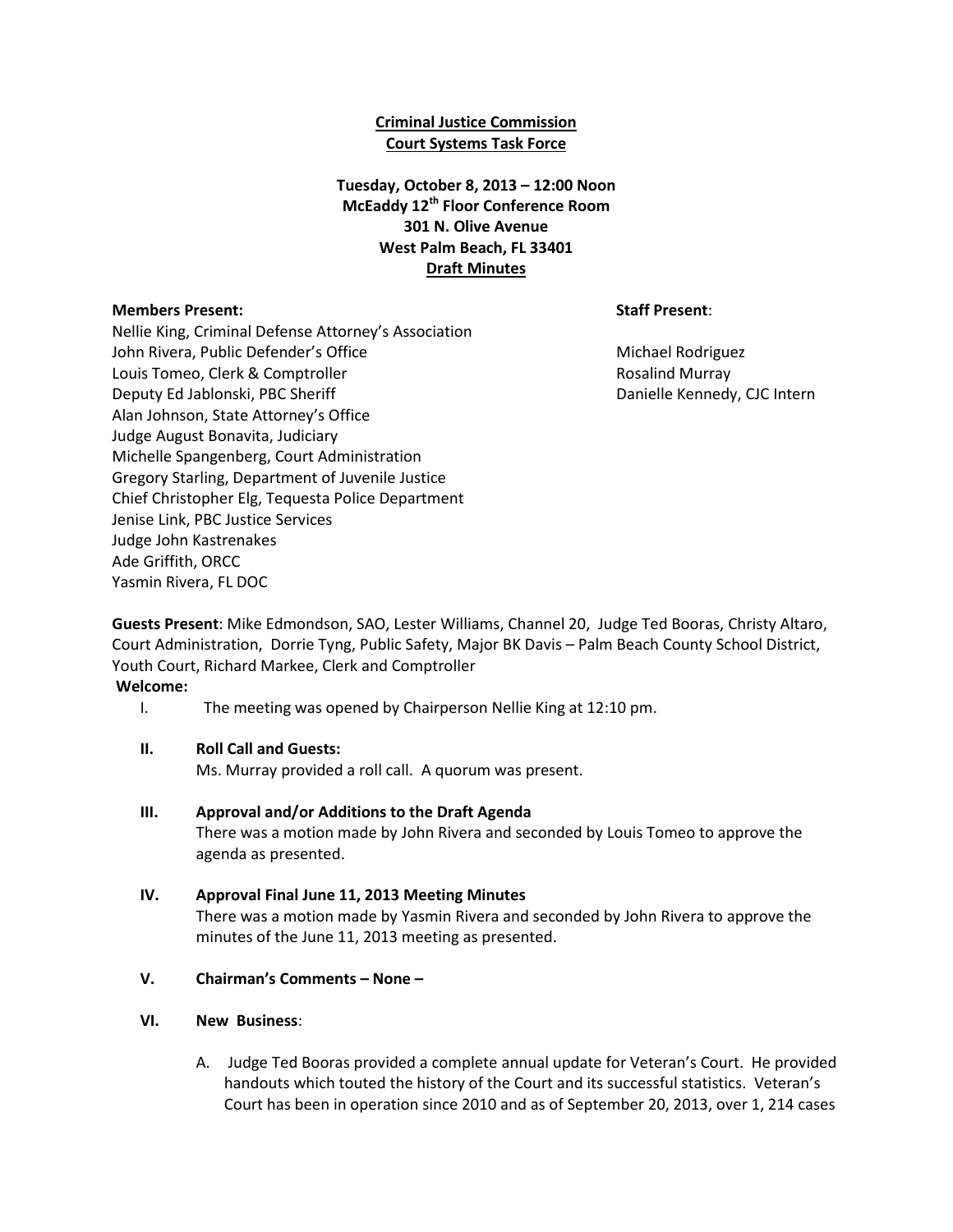**Criminal Justice Commission**
**Court Systems Task Force**

**Tuesday, October 8, 2013 – 12:00 Noon**
**McEaddy 12th Floor Conference Room**
**301 N. Olive Avenue**
**West Palm Beach, FL 33401**
**Draft Minutes**

**Members Present:**

Nellie King, Criminal Defense Attorney's Association
John Rivera, Public Defender's Office
Louis Tomeo, Clerk & Comptroller
Deputy Ed Jablonski, PBC Sheriff
Alan Johnson, State Attorney's Office
Judge August Bonavita, Judiciary
Michelle Spangenberg, Court Administration
Gregory Starling, Department of Juvenile Justice
Chief Christopher Elg, Tequesta Police Department
Jenise Link, PBC Justice Services
Judge John Kastrenakes
Ade Griffith, ORCC
Yasmin Rivera, FL DOC

**Staff Present**:

Michael Rodriguez
Rosalind Murray
Danielle Kennedy, CJC Intern

**Guests Present**: Mike Edmondson, SAO, Lester Williams, Channel 20, Judge Ted Booras, Christy Altaro, Court Administration, Dorrie Tyng, Public Safety, Major BK Davis – Palm Beach County School District, Youth Court, Richard Markee, Clerk and Comptroller

**Welcome:**

I. The meeting was opened by Chairperson Nellie King at 12:10 pm.

**II. Roll Call and Guests:**
Ms. Murray provided a roll call. A quorum was present.

**III. Approval and/or Additions to the Draft Agenda**
There was a motion made by John Rivera and seconded by Louis Tomeo to approve the agenda as presented.

**IV. Approval Final June 11, 2013 Meeting Minutes**
There was a motion made by Yasmin Rivera and seconded by John Rivera to approve the minutes of the June 11, 2013 meeting as presented.

**V. Chairman's Comments – None –**

**VI. New Business**:

A. Judge Ted Booras provided a complete annual update for Veteran's Court. He provided handouts which touted the history of the Court and its successful statistics. Veteran's Court has been in operation since 2010 and as of September 20, 2013, over 1, 214 cases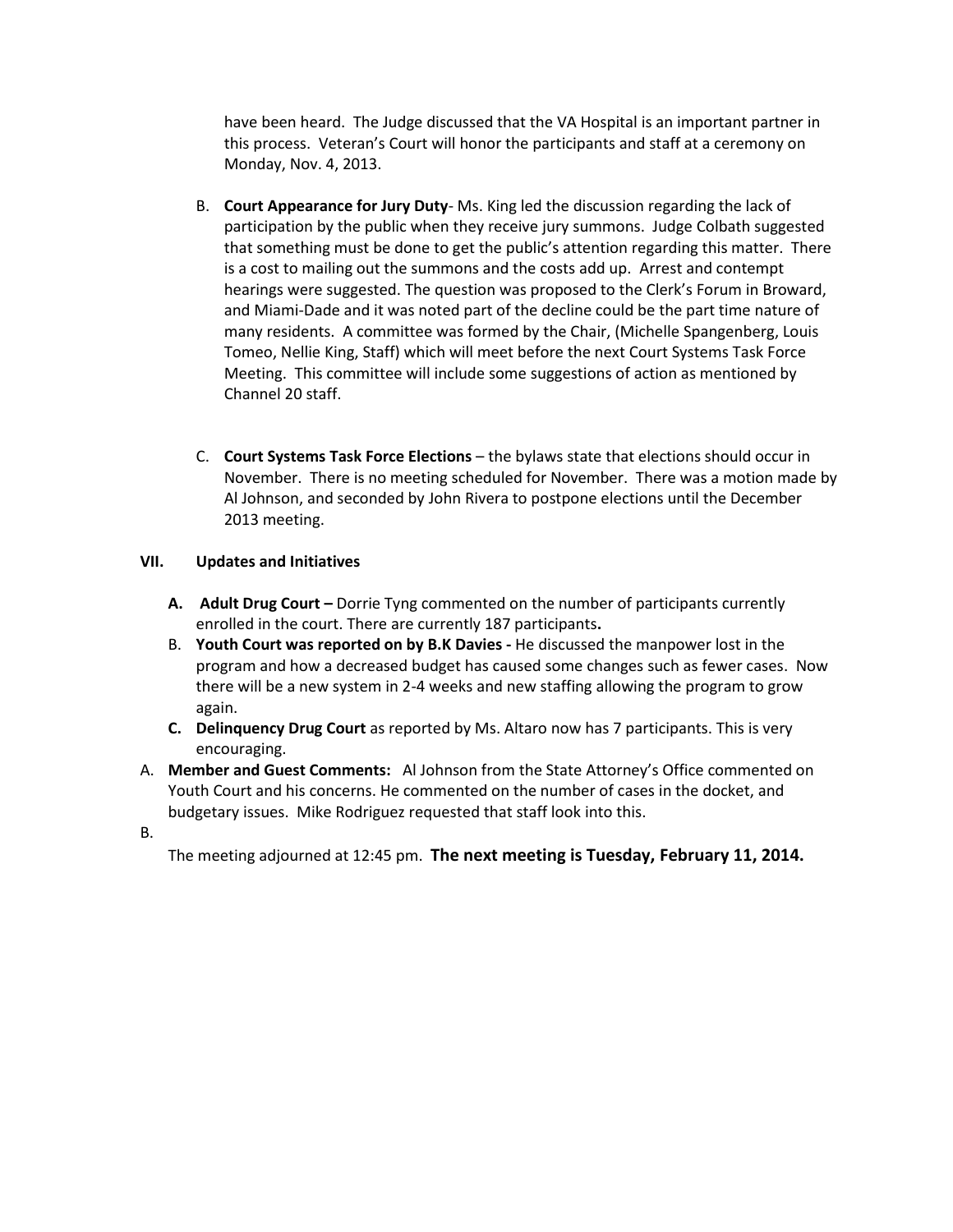have been heard. The Judge discussed that the VA Hospital is an important partner in this process. Veteran's Court will honor the participants and staff at a ceremony on Monday, Nov. 4, 2013.

B. **Court Appearance for Jury Duty**- Ms. King led the discussion regarding the lack of participation by the public when they receive jury summons. Judge Colbath suggested that something must be done to get the public's attention regarding this matter. There is a cost to mailing out the summons and the costs add up. Arrest and contempt hearings were suggested. The question was proposed to the Clerk's Forum in Broward, and Miami-Dade and it was noted part of the decline could be the part time nature of many residents. A committee was formed by the Chair, (Michelle Spangenberg, Louis Tomeo, Nellie King, Staff) which will meet before the next Court Systems Task Force Meeting. This committee will include some suggestions of action as mentioned by Channel 20 staff.

C. **Court Systems Task Force Elections** – the bylaws state that elections should occur in November. There is no meeting scheduled for November. There was a motion made by Al Johnson, and seconded by John Rivera to postpone elections until the December 2013 meeting.

**VII. Updates and Initiatives**

**A. Adult Drug Court –** Dorrie Tyng commented on the number of participants currently enrolled in the court. There are currently 187 participants**.**

B. **Youth Court was reported on by B.K Davies -** He discussed the manpower lost in the program and how a decreased budget has caused some changes such as fewer cases. Now there will be a new system in 2-4 weeks and new staffing allowing the program to grow again.

**C. Delinquency Drug Court** as reported by Ms. Altaro now has 7 participants. This is very encouraging.

A. **Member and Guest Comments:** Al Johnson from the State Attorney's Office commented on Youth Court and his concerns. He commented on the number of cases in the docket, and budgetary issues. Mike Rodriguez requested that staff look into this.

B.

The meeting adjourned at 12:45 pm. **The next meeting is Tuesday, February 11, 2014.**